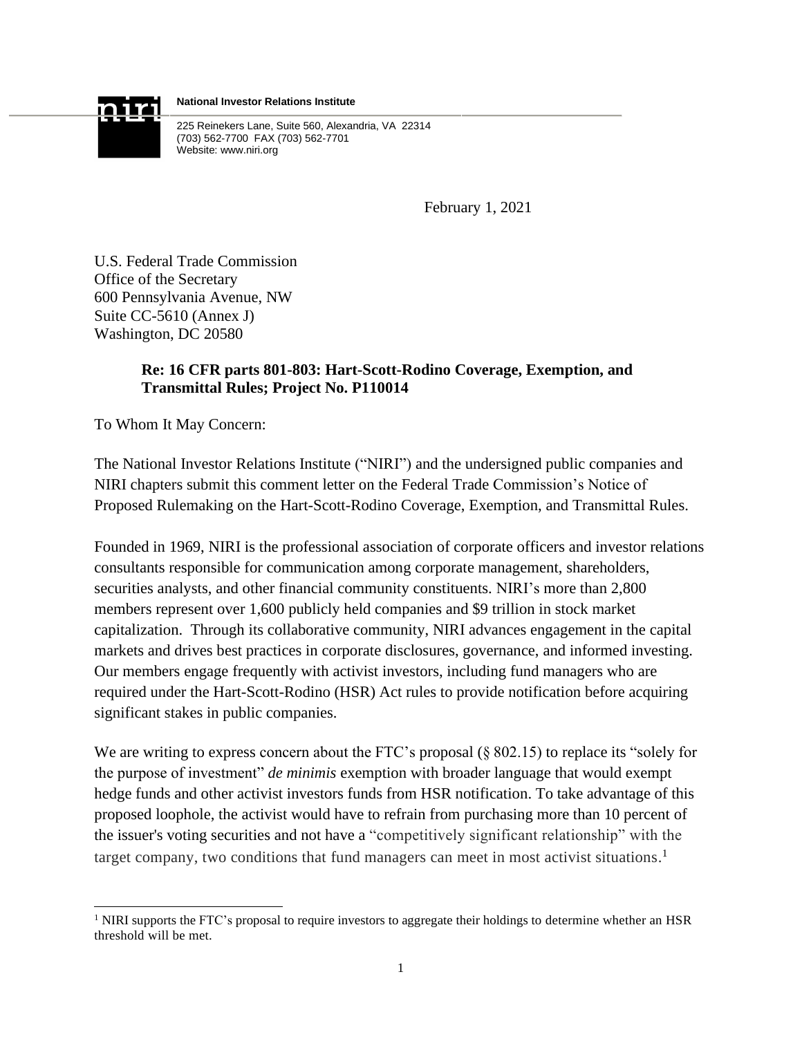**National Investor Relations Institute**

225 Reinekers Lane, Suite 560, Alexandria, VA 22314
(703) 562-7700 FAX (703) 562-7701
Website: www.niri.org

February 1, 2021

U.S. Federal Trade Commission
Office of the Secretary
600 Pennsylvania Avenue, NW
Suite CC-5610 (Annex J)
Washington, DC 20580

**Re: 16 CFR parts 801-803: Hart-Scott-Rodino Coverage, Exemption, and Transmittal Rules; Project No. P110014**

To Whom It May Concern:

The National Investor Relations Institute ("NIRI") and the undersigned public companies and NIRI chapters submit this comment letter on the Federal Trade Commission's Notice of Proposed Rulemaking on the Hart-Scott-Rodino Coverage, Exemption, and Transmittal Rules.

Founded in 1969, NIRI is the professional association of corporate officers and investor relations consultants responsible for communication among corporate management, shareholders, securities analysts, and other financial community constituents. NIRI's more than 2,800 members represent over 1,600 publicly held companies and $9 trillion in stock market capitalization. Through its collaborative community, NIRI advances engagement in the capital markets and drives best practices in corporate disclosures, governance, and informed investing. Our members engage frequently with activist investors, including fund managers who are required under the Hart-Scott-Rodino (HSR) Act rules to provide notification before acquiring significant stakes in public companies.

We are writing to express concern about the FTC's proposal (§ 802.15) to replace its "solely for the purpose of investment" *de minimis* exemption with broader language that would exempt hedge funds and other activist investors funds from HSR notification. To take advantage of this proposed loophole, the activist would have to refrain from purchasing more than 10 percent of the issuer's voting securities and not have a "competitively significant relationship" with the target company, two conditions that fund managers can meet in most activist situations.[1]

[1] NIRI supports the FTC's proposal to require investors to aggregate their holdings to determine whether an HSR threshold will be met.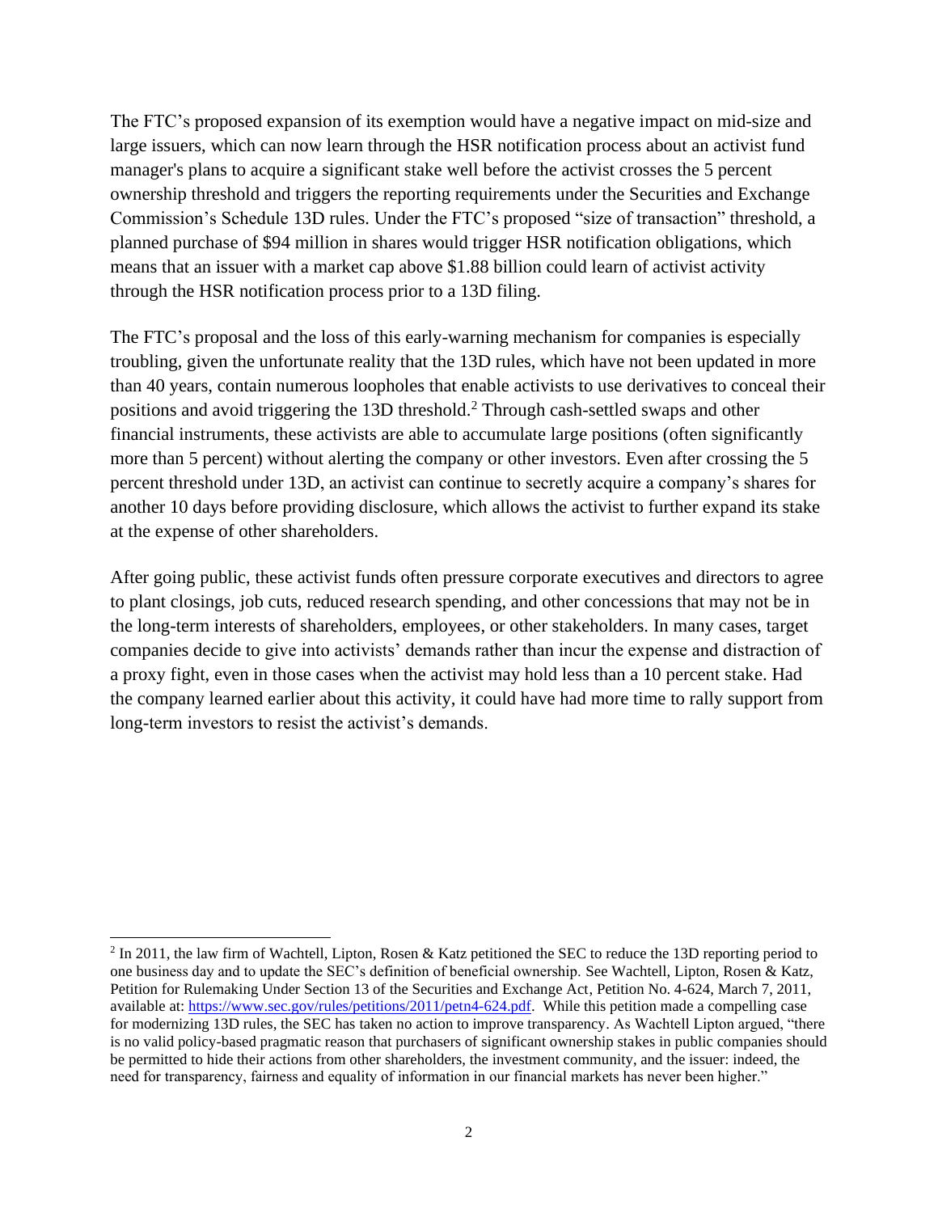The FTC's proposed expansion of its exemption would have a negative impact on mid-size and large issuers, which can now learn through the HSR notification process about an activist fund manager's plans to acquire a significant stake well before the activist crosses the 5 percent ownership threshold and triggers the reporting requirements under the Securities and Exchange Commission's Schedule 13D rules. Under the FTC's proposed "size of transaction" threshold, a planned purchase of $94 million in shares would trigger HSR notification obligations, which means that an issuer with a market cap above $1.88 billion could learn of activist activity through the HSR notification process prior to a 13D filing.

The FTC's proposal and the loss of this early-warning mechanism for companies is especially troubling, given the unfortunate reality that the 13D rules, which have not been updated in more than 40 years, contain numerous loopholes that enable activists to use derivatives to conceal their positions and avoid triggering the 13D threshold.[2] Through cash-settled swaps and other financial instruments, these activists are able to accumulate large positions (often significantly more than 5 percent) without alerting the company or other investors. Even after crossing the 5 percent threshold under 13D, an activist can continue to secretly acquire a company's shares for another 10 days before providing disclosure, which allows the activist to further expand its stake at the expense of other shareholders.

After going public, these activist funds often pressure corporate executives and directors to agree to plant closings, job cuts, reduced research spending, and other concessions that may not be in the long-term interests of shareholders, employees, or other stakeholders. In many cases, target companies decide to give into activists' demands rather than incur the expense and distraction of a proxy fight, even in those cases when the activist may hold less than a 10 percent stake. Had the company learned earlier about this activity, it could have had more time to rally support from long-term investors to resist the activist's demands.

---

[2] In 2011, the law firm of Wachtell, Lipton, Rosen & Katz petitioned the SEC to reduce the 13D reporting period to one business day and to update the SEC's definition of beneficial ownership. See Wachtell, Lipton, Rosen & Katz, Petition for Rulemaking Under Section 13 of the Securities and Exchange Act, Petition No. 4-624, March 7, 2011, available at: https://www.sec.gov/rules/petitions/2011/petn4-624.pdf. While this petition made a compelling case for modernizing 13D rules, the SEC has taken no action to improve transparency. As Wachtell Lipton argued, "there is no valid policy-based pragmatic reason that purchasers of significant ownership stakes in public companies should be permitted to hide their actions from other shareholders, the investment community, and the issuer: indeed, the need for transparency, fairness and equality of information in our financial markets has never been higher."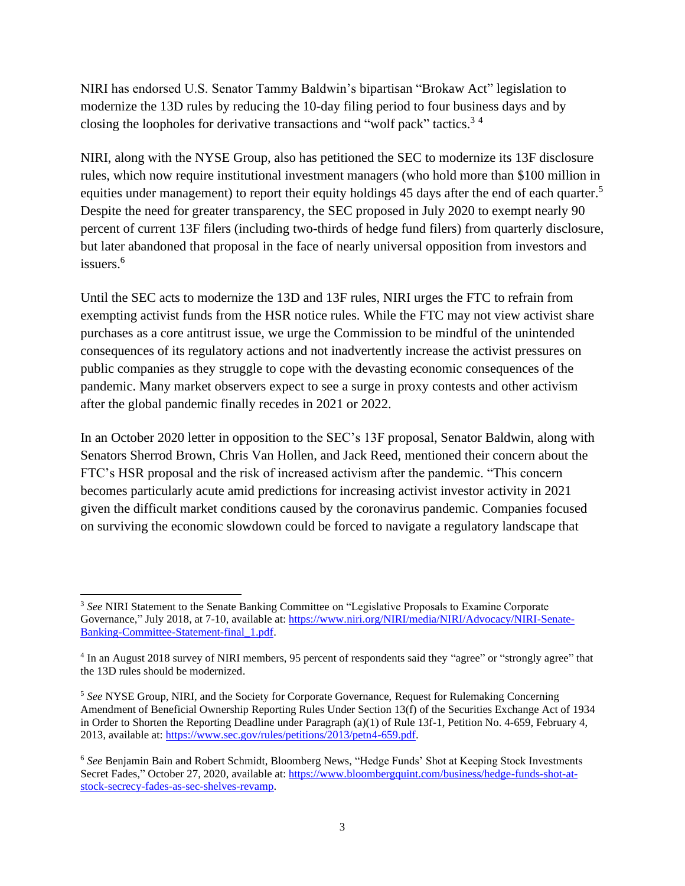NIRI has endorsed U.S. Senator Tammy Baldwin's bipartisan "Brokaw Act" legislation to modernize the 13D rules by reducing the 10-day filing period to four business days and by closing the loopholes for derivative transactions and "wolf pack" tactics.[3] [4]

NIRI, along with the NYSE Group, also has petitioned the SEC to modernize its 13F disclosure rules, which now require institutional investment managers (who hold more than $100 million in equities under management) to report their equity holdings 45 days after the end of each quarter.[5] Despite the need for greater transparency, the SEC proposed in July 2020 to exempt nearly 90 percent of current 13F filers (including two-thirds of hedge fund filers) from quarterly disclosure, but later abandoned that proposal in the face of nearly universal opposition from investors and issuers.[6]

Until the SEC acts to modernize the 13D and 13F rules, NIRI urges the FTC to refrain from exempting activist funds from the HSR notice rules. While the FTC may not view activist share purchases as a core antitrust issue, we urge the Commission to be mindful of the unintended consequences of its regulatory actions and not inadvertently increase the activist pressures on public companies as they struggle to cope with the devasting economic consequences of the pandemic. Many market observers expect to see a surge in proxy contests and other activism after the global pandemic finally recedes in 2021 or 2022.

In an October 2020 letter in opposition to the SEC's 13F proposal, Senator Baldwin, along with Senators Sherrod Brown, Chris Van Hollen, and Jack Reed, mentioned their concern about the FTC's HSR proposal and the risk of increased activism after the pandemic. "This concern becomes particularly acute amid predictions for increasing activist investor activity in 2021 given the difficult market conditions caused by the coronavirus pandemic. Companies focused on surviving the economic slowdown could be forced to navigate a regulatory landscape that

---

[3] *See* NIRI Statement to the Senate Banking Committee on "Legislative Proposals to Examine Corporate Governance," July 2018, at 7-10, available at: https://www.niri.org/NIRI/media/NIRI/Advocacy/NIRI-Senate-Banking-Committee-Statement-final_1.pdf.

[4] In an August 2018 survey of NIRI members, 95 percent of respondents said they "agree" or "strongly agree" that the 13D rules should be modernized.

[5] *See* NYSE Group, NIRI, and the Society for Corporate Governance, Request for Rulemaking Concerning Amendment of Beneficial Ownership Reporting Rules Under Section 13(f) of the Securities Exchange Act of 1934 in Order to Shorten the Reporting Deadline under Paragraph (a)(1) of Rule 13f-1, Petition No. 4-659, February 4, 2013, available at: https://www.sec.gov/rules/petitions/2013/petn4-659.pdf.

[6] *See* Benjamin Bain and Robert Schmidt, Bloomberg News, "Hedge Funds' Shot at Keeping Stock Investments Secret Fades," October 27, 2020, available at: https://www.bloombergquint.com/business/hedge-funds-shot-at-stock-secrecy-fades-as-sec-shelves-revamp.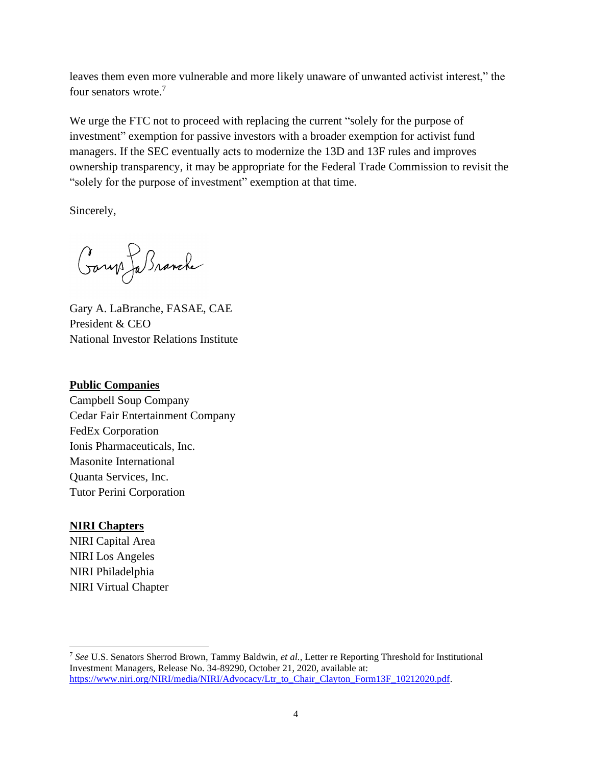leaves them even more vulnerable and more likely unaware of unwanted activist interest," the four senators wrote.[7]

We urge the FTC not to proceed with replacing the current "solely for the purpose of investment" exemption for passive investors with a broader exemption for activist fund managers. If the SEC eventually acts to modernize the 13D and 13F rules and improves ownership transparency, it may be appropriate for the Federal Trade Commission to revisit the "solely for the purpose of investment" exemption at that time.

Sincerely,

Gary A. LaBranche, FASAE, CAE
President & CEO
National Investor Relations Institute

**Public Companies**

Campbell Soup Company
Cedar Fair Entertainment Company
FedEx Corporation
Ionis Pharmaceuticals, Inc.
Masonite International
Quanta Services, Inc.
Tutor Perini Corporation

**NIRI Chapters**

NIRI Capital Area
NIRI Los Angeles
NIRI Philadelphia
NIRI Virtual Chapter

---

[7] *See* U.S. Senators Sherrod Brown, Tammy Baldwin, *et al.*, Letter re Reporting Threshold for Institutional Investment Managers, Release No. 34-89290, October 21, 2020, available at: https://www.niri.org/NIRI/media/NIRI/Advocacy/Ltr_to_Chair_Clayton_Form13F_10212020.pdf.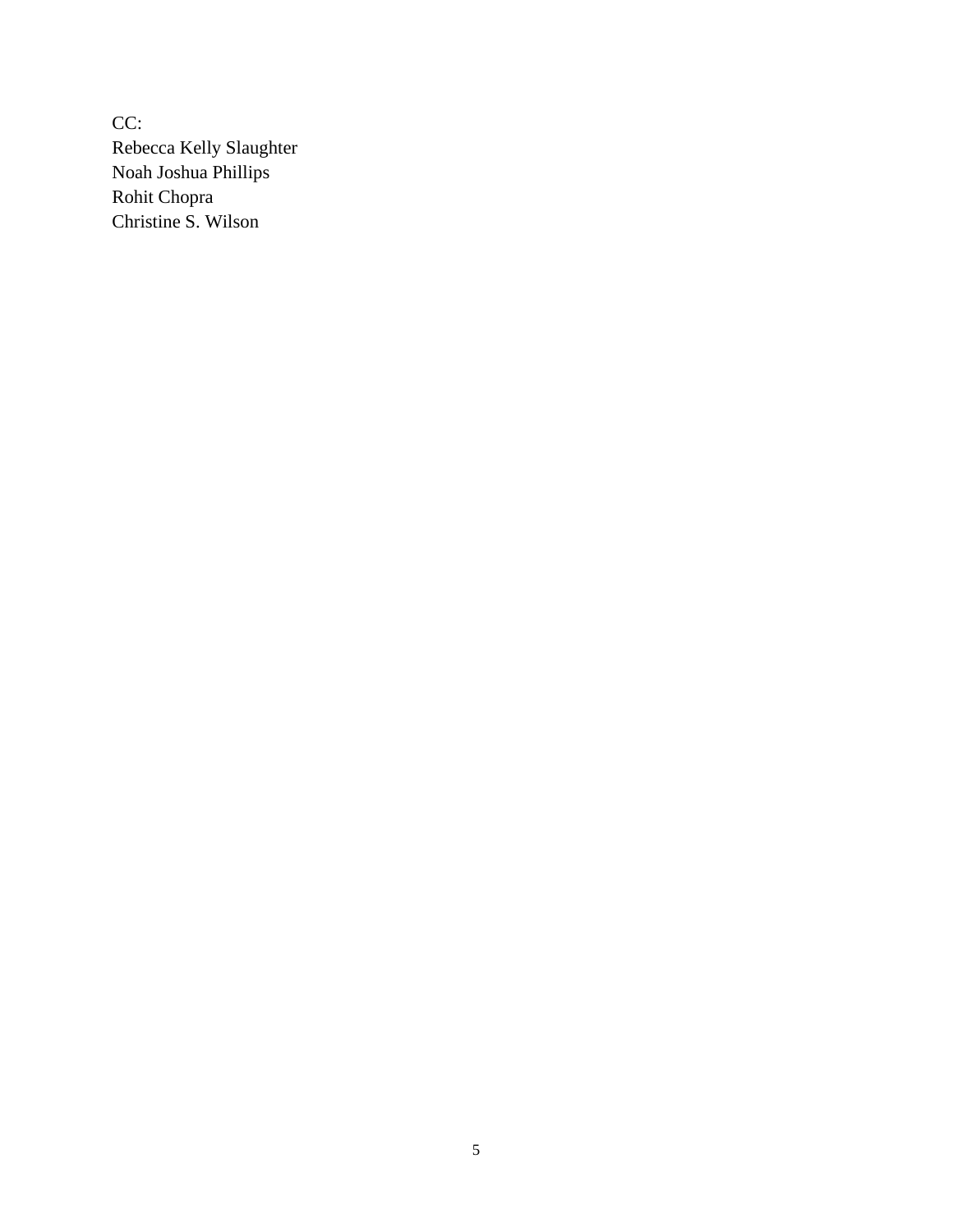CC:
Rebecca Kelly Slaughter
Noah Joshua Phillips
Rohit Chopra
Christine S. Wilson